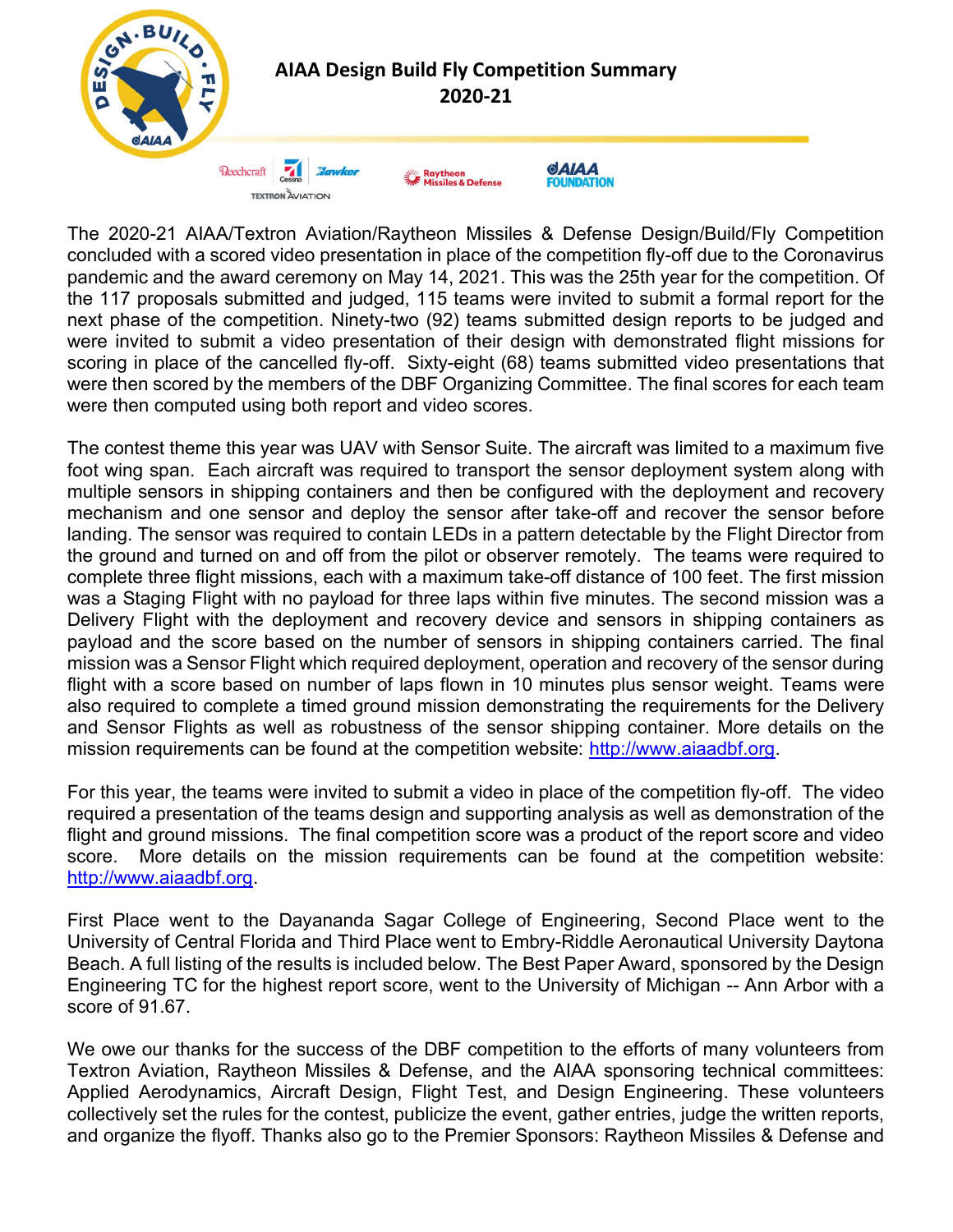# AIAA Design Build Fly Competition Summary 2020-21

The 2020-21 AIAA/Textron Aviation/Raytheon Missiles & Defense Design/Build/Fly Competition concluded with a scored video presentation in place of the competition fly-off due to the Coronavirus pandemic and the award ceremony on May 14, 2021. This was the 25th year for the competition. Of the 117 proposals submitted and judged, 115 teams were invited to submit a formal report for the next phase of the competition. Ninety-two (92) teams submitted design reports to be judged and were invited to submit a video presentation of their design with demonstrated flight missions for scoring in place of the cancelled fly-off. Sixty-eight (68) teams submitted video presentations that were then scored by the members of the DBF Organizing Committee. The final scores for each team were then computed using both report and video scores.

The contest theme this year was UAV with Sensor Suite. The aircraft was limited to a maximum five foot wing span. Each aircraft was required to transport the sensor deployment system along with multiple sensors in shipping containers and then be configured with the deployment and recovery mechanism and one sensor and deploy the sensor after take-off and recover the sensor before landing. The sensor was required to contain LEDs in a pattern detectable by the Flight Director from the ground and turned on and off from the pilot or observer remotely. The teams were required to complete three flight missions, each with a maximum take-off distance of 100 feet. The first mission was a Staging Flight with no payload for three laps within five minutes. The second mission was a Delivery Flight with the deployment and recovery device and sensors in shipping containers as payload and the score based on the number of sensors in shipping containers carried. The final mission was a Sensor Flight which required deployment, operation and recovery of the sensor during flight with a score based on number of laps flown in 10 minutes plus sensor weight. Teams were also required to complete a timed ground mission demonstrating the requirements for the Delivery and Sensor Flights as well as robustness of the sensor shipping container. More details on the mission requirements can be found at the competition website: http://www.aiaadbf.org.

For this year, the teams were invited to submit a video in place of the competition fly-off. The video required a presentation of the teams design and supporting analysis as well as demonstration of the flight and ground missions. The final competition score was a product of the report score and video score. More details on the mission requirements can be found at the competition website: http://www.aiaadbf.org.

First Place went to the Dayananda Sagar College of Engineering, Second Place went to the University of Central Florida and Third Place went to Embry-Riddle Aeronautical University Daytona Beach. A full listing of the results is included below. The Best Paper Award, sponsored by the Design Engineering TC for the highest report score, went to the University of Michigan -- Ann Arbor with a score of 91.67.

We owe our thanks for the success of the DBF competition to the efforts of many volunteers from Textron Aviation, Raytheon Missiles & Defense, and the AIAA sponsoring technical committees: Applied Aerodynamics, Aircraft Design, Flight Test, and Design Engineering. These volunteers collectively set the rules for the contest, publicize the event, gather entries, judge the written reports, and organize the flyoff. Thanks also go to the Premier Sponsors: Raytheon Missiles & Defense and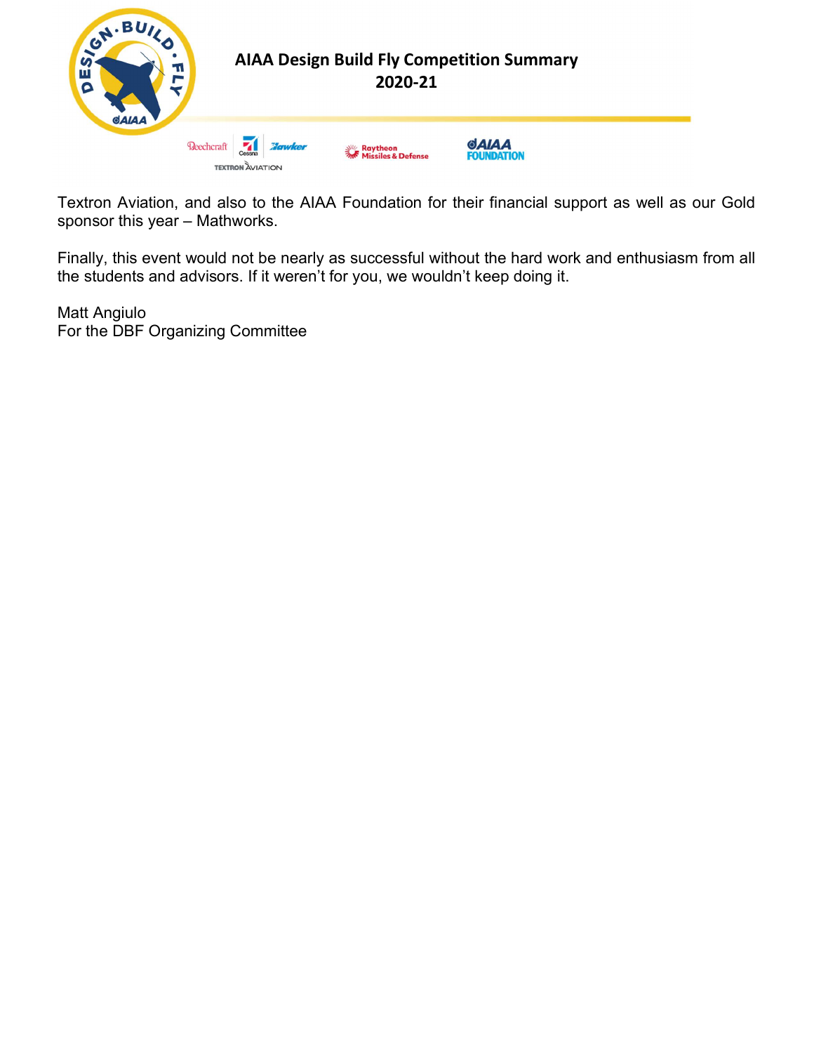Textron Aviation, and also to the AIAA Foundation for their financial support as well as our Gold sponsor this year – Mathworks.

Finally, this event would not be nearly as successful without the hard work and enthusiasm from all the students and advisors. If it weren't for you, we wouldn't keep doing it.

Matt Angiulo
For the DBF Organizing Committee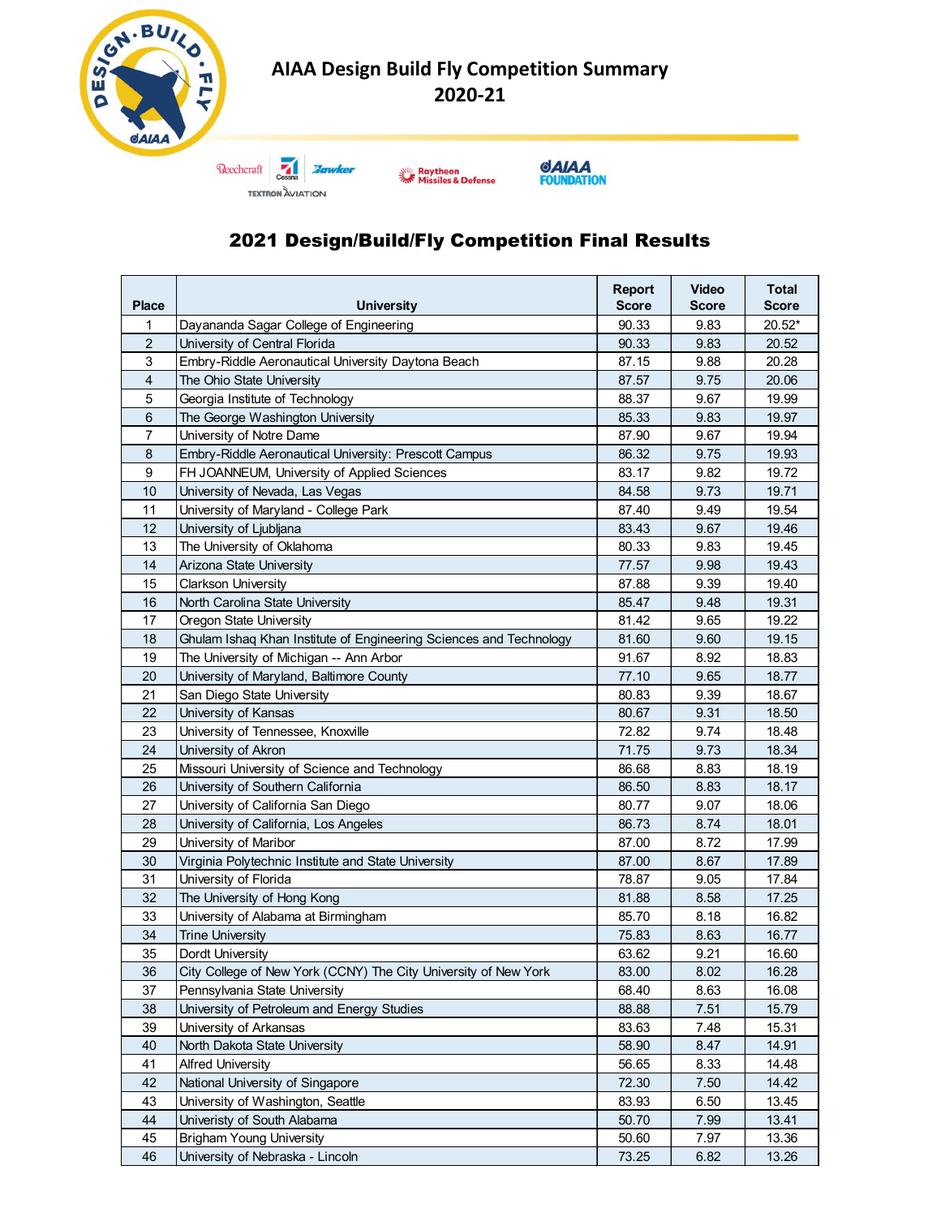# AIAA Design Build Fly Competition Summary 2020-21

## 2021 Design/Build/Fly Competition Final Results

| Place | University | Report Score | Video Score | Total Score |
|---|---|---|---|---|
| 1 | Dayananda Sagar College of Engineering | 90.33 | 9.83 | 20.52* |
| 2 | University of Central Florida | 90.33 | 9.83 | 20.52 |
| 3 | Embry-Riddle Aeronautical University Daytona Beach | 87.15 | 9.88 | 20.28 |
| 4 | The Ohio State University | 87.57 | 9.75 | 20.06 |
| 5 | Georgia Institute of Technology | 88.37 | 9.67 | 19.99 |
| 6 | The George Washington University | 85.33 | 9.83 | 19.97 |
| 7 | University of Notre Dame | 87.90 | 9.67 | 19.94 |
| 8 | Embry-Riddle Aeronautical University: Prescott Campus | 86.32 | 9.75 | 19.93 |
| 9 | FH JOANNEUM, University of Applied Sciences | 83.17 | 9.82 | 19.72 |
| 10 | University of Nevada, Las Vegas | 84.58 | 9.73 | 19.71 |
| 11 | University of Maryland - College Park | 87.40 | 9.49 | 19.54 |
| 12 | University of Ljubljana | 83.43 | 9.67 | 19.46 |
| 13 | The University of Oklahoma | 80.33 | 9.83 | 19.45 |
| 14 | Arizona State University | 77.57 | 9.98 | 19.43 |
| 15 | Clarkson University | 87.88 | 9.39 | 19.40 |
| 16 | North Carolina State University | 85.47 | 9.48 | 19.31 |
| 17 | Oregon State University | 81.42 | 9.65 | 19.22 |
| 18 | Ghulam Ishaq Khan Institute of Engineering Sciences and Technology | 81.60 | 9.60 | 19.15 |
| 19 | The University of Michigan -- Ann Arbor | 91.67 | 8.92 | 18.83 |
| 20 | University of Maryland, Baltimore County | 77.10 | 9.65 | 18.77 |
| 21 | San Diego State University | 80.83 | 9.39 | 18.67 |
| 22 | University of Kansas | 80.67 | 9.31 | 18.50 |
| 23 | University of Tennessee, Knoxville | 72.82 | 9.74 | 18.48 |
| 24 | University of Akron | 71.75 | 9.73 | 18.34 |
| 25 | Missouri University of Science and Technology | 86.68 | 8.83 | 18.19 |
| 26 | University of Southern California | 86.50 | 8.83 | 18.17 |
| 27 | University of California San Diego | 80.77 | 9.07 | 18.06 |
| 28 | University of California, Los Angeles | 86.73 | 8.74 | 18.01 |
| 29 | University of Maribor | 87.00 | 8.72 | 17.99 |
| 30 | Virginia Polytechnic Institute and State University | 87.00 | 8.67 | 17.89 |
| 31 | University of Florida | 78.87 | 9.05 | 17.84 |
| 32 | The University of Hong Kong | 81.88 | 8.58 | 17.25 |
| 33 | University of Alabama at Birmingham | 85.70 | 8.18 | 16.82 |
| 34 | Trine University | 75.83 | 8.63 | 16.77 |
| 35 | Dordt University | 63.62 | 9.21 | 16.60 |
| 36 | City College of New York (CCNY) The City University of New York | 83.00 | 8.02 | 16.28 |
| 37 | Pennsylvania State University | 68.40 | 8.63 | 16.08 |
| 38 | University of Petroleum and Energy Studies | 88.88 | 7.51 | 15.79 |
| 39 | University of Arkansas | 83.63 | 7.48 | 15.31 |
| 40 | North Dakota State University | 58.90 | 8.47 | 14.91 |
| 41 | Alfred University | 56.65 | 8.33 | 14.48 |
| 42 | National University of Singapore | 72.30 | 7.50 | 14.42 |
| 43 | University of Washington, Seattle | 83.93 | 6.50 | 13.45 |
| 44 | Univeristy of South Alabama | 50.70 | 7.99 | 13.41 |
| 45 | Brigham Young University | 50.60 | 7.97 | 13.36 |
| 46 | University of Nebraska - Lincoln | 73.25 | 6.82 | 13.26 |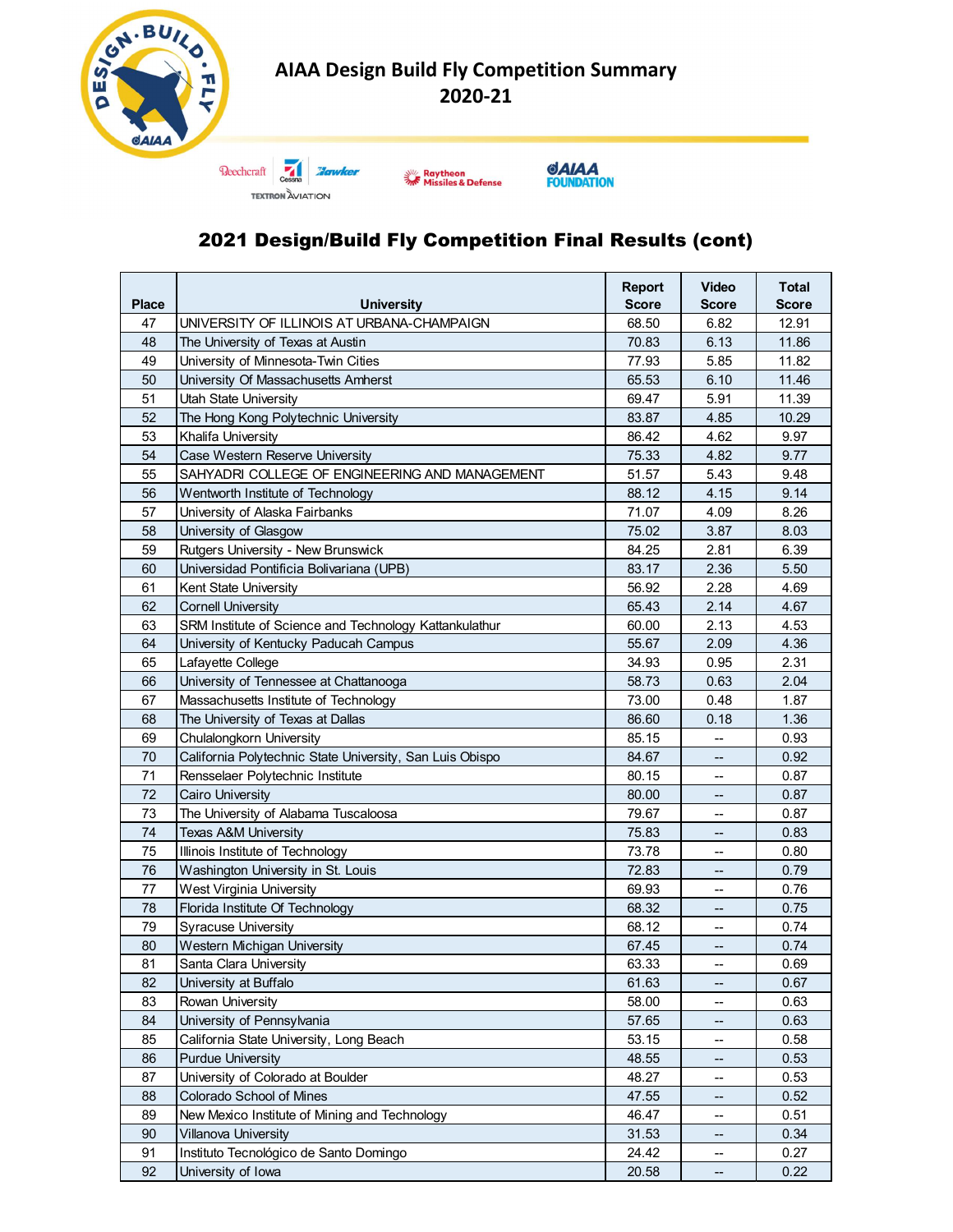# AIAA Design Build Fly Competition Summary 2020-21

## 2021 Design/Build Fly Competition Final Results (cont)

| Place | University | Report Score | Video Score | Total Score |
|---|---|---|---|---|
| 47 | UNIVERSITY OF ILLINOIS AT URBANA-CHAMPAIGN | 68.50 | 6.82 | 12.91 |
| 48 | The University of Texas at Austin | 70.83 | 6.13 | 11.86 |
| 49 | University of Minnesota-Twin Cities | 77.93 | 5.85 | 11.82 |
| 50 | University Of Massachusetts Amherst | 65.53 | 6.10 | 11.46 |
| 51 | Utah State University | 69.47 | 5.91 | 11.39 |
| 52 | The Hong Kong Polytechnic University | 83.87 | 4.85 | 10.29 |
| 53 | Khalifa University | 86.42 | 4.62 | 9.97 |
| 54 | Case Western Reserve University | 75.33 | 4.82 | 9.77 |
| 55 | SAHYADRI COLLEGE OF ENGINEERING AND MANAGEMENT | 51.57 | 5.43 | 9.48 |
| 56 | Wentworth Institute of Technology | 88.12 | 4.15 | 9.14 |
| 57 | University of Alaska Fairbanks | 71.07 | 4.09 | 8.26 |
| 58 | University of Glasgow | 75.02 | 3.87 | 8.03 |
| 59 | Rutgers University - New Brunswick | 84.25 | 2.81 | 6.39 |
| 60 | Universidad Pontificia Bolivariana (UPB) | 83.17 | 2.36 | 5.50 |
| 61 | Kent State University | 56.92 | 2.28 | 4.69 |
| 62 | Cornell University | 65.43 | 2.14 | 4.67 |
| 63 | SRM Institute of Science and Technology Kattankulathur | 60.00 | 2.13 | 4.53 |
| 64 | University of Kentucky Paducah Campus | 55.67 | 2.09 | 4.36 |
| 65 | Lafayette College | 34.93 | 0.95 | 2.31 |
| 66 | University of Tennessee at Chattanooga | 58.73 | 0.63 | 2.04 |
| 67 | Massachusetts Institute of Technology | 73.00 | 0.48 | 1.87 |
| 68 | The University of Texas at Dallas | 86.60 | 0.18 | 1.36 |
| 69 | Chulalongkorn University | 85.15 | -- | 0.93 |
| 70 | California Polytechnic State University, San Luis Obispo | 84.67 | -- | 0.92 |
| 71 | Rensselaer Polytechnic Institute | 80.15 | -- | 0.87 |
| 72 | Cairo University | 80.00 | -- | 0.87 |
| 73 | The University of Alabama Tuscaloosa | 79.67 | -- | 0.87 |
| 74 | Texas A&M University | 75.83 | -- | 0.83 |
| 75 | Illinois Institute of Technology | 73.78 | -- | 0.80 |
| 76 | Washington University in St. Louis | 72.83 | -- | 0.79 |
| 77 | West Virginia University | 69.93 | -- | 0.76 |
| 78 | Florida Institute Of Technology | 68.32 | -- | 0.75 |
| 79 | Syracuse University | 68.12 | -- | 0.74 |
| 80 | Western Michigan University | 67.45 | -- | 0.74 |
| 81 | Santa Clara University | 63.33 | -- | 0.69 |
| 82 | University at Buffalo | 61.63 | -- | 0.67 |
| 83 | Rowan University | 58.00 | -- | 0.63 |
| 84 | University of Pennsylvania | 57.65 | -- | 0.63 |
| 85 | California State University, Long Beach | 53.15 | -- | 0.58 |
| 86 | Purdue University | 48.55 | -- | 0.53 |
| 87 | University of Colorado at Boulder | 48.27 | -- | 0.53 |
| 88 | Colorado School of Mines | 47.55 | -- | 0.52 |
| 89 | New Mexico Institute of Mining and Technology | 46.47 | -- | 0.51 |
| 90 | Villanova University | 31.53 | -- | 0.34 |
| 91 | Instituto Tecnológico de Santo Domingo | 24.42 | -- | 0.27 |
| 92 | University of Iowa | 20.58 | -- | 0.22 |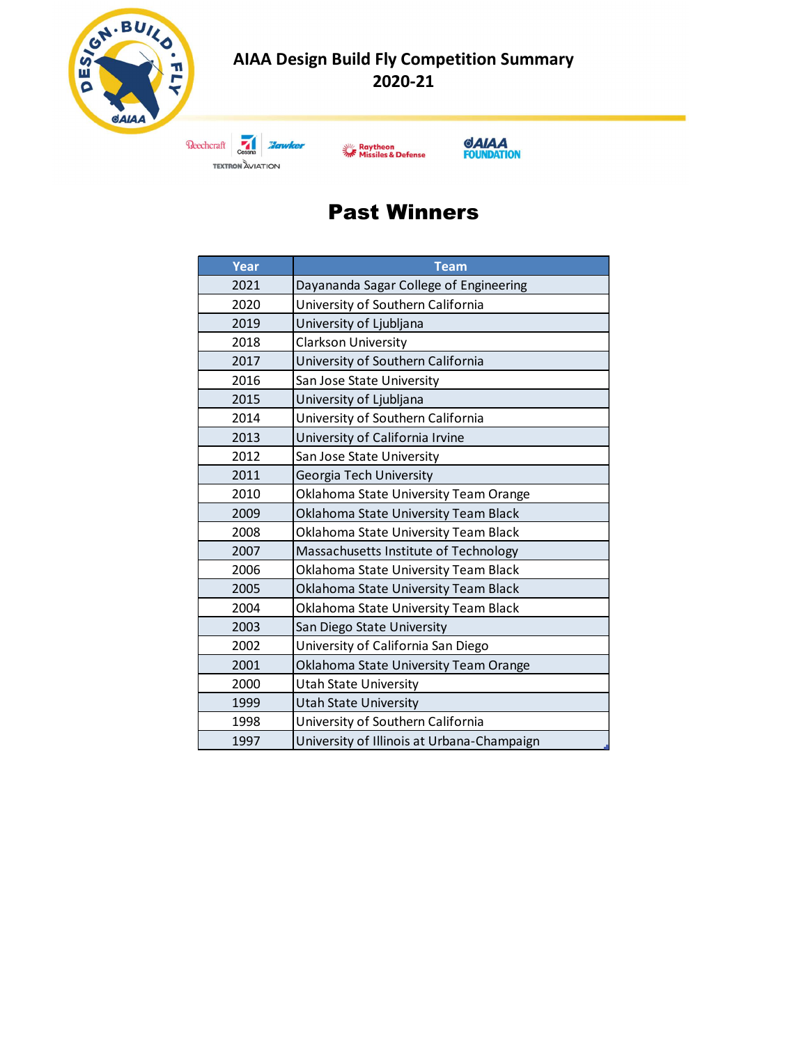AIAA Design Build Fly Competition Summary
2020-21

# Past Winners

| Year | Team |
|---|---|
| 2021 | Dayananda Sagar College of Engineering |
| 2020 | University of Southern California |
| 2019 | University of Ljubljana |
| 2018 | Clarkson University |
| 2017 | University of Southern California |
| 2016 | San Jose State University |
| 2015 | University of Ljubljana |
| 2014 | University of Southern California |
| 2013 | University of California Irvine |
| 2012 | San Jose State University |
| 2011 | Georgia Tech University |
| 2010 | Oklahoma State University Team Orange |
| 2009 | Oklahoma State University Team Black |
| 2008 | Oklahoma State University Team Black |
| 2007 | Massachusetts Institute of Technology |
| 2006 | Oklahoma State University Team Black |
| 2005 | Oklahoma State University Team Black |
| 2004 | Oklahoma State University Team Black |
| 2003 | San Diego State University |
| 2002 | University of California San Diego |
| 2001 | Oklahoma State University Team Orange |
| 2000 | Utah State University |
| 1999 | Utah State University |
| 1998 | University of Southern California |
| 1997 | University of Illinois at Urbana-Champaign |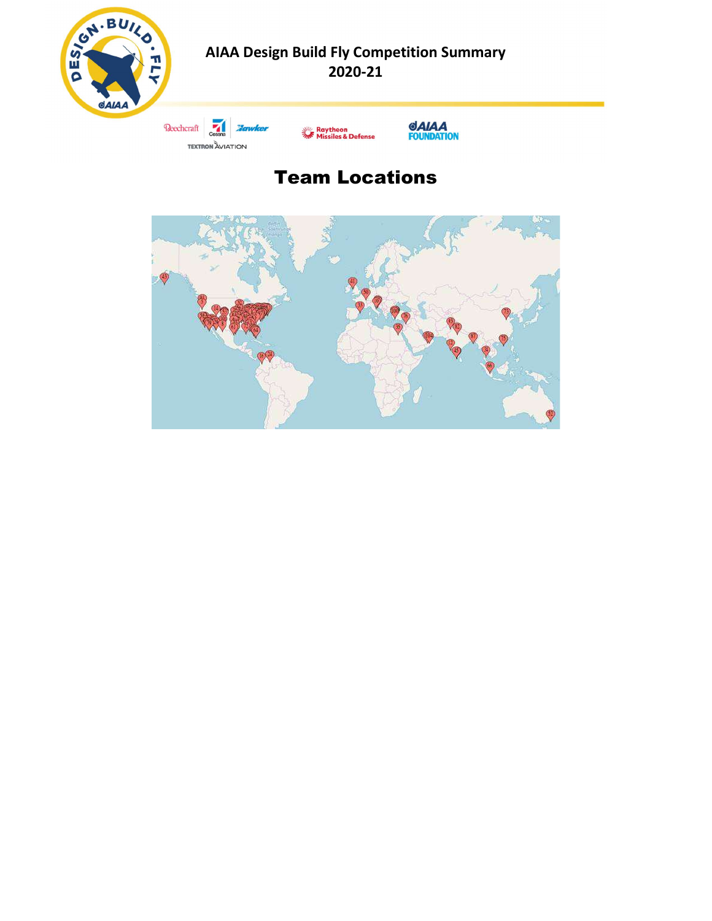# AIAA Design Build Fly Competition Summary 2020-21

## Team Locations